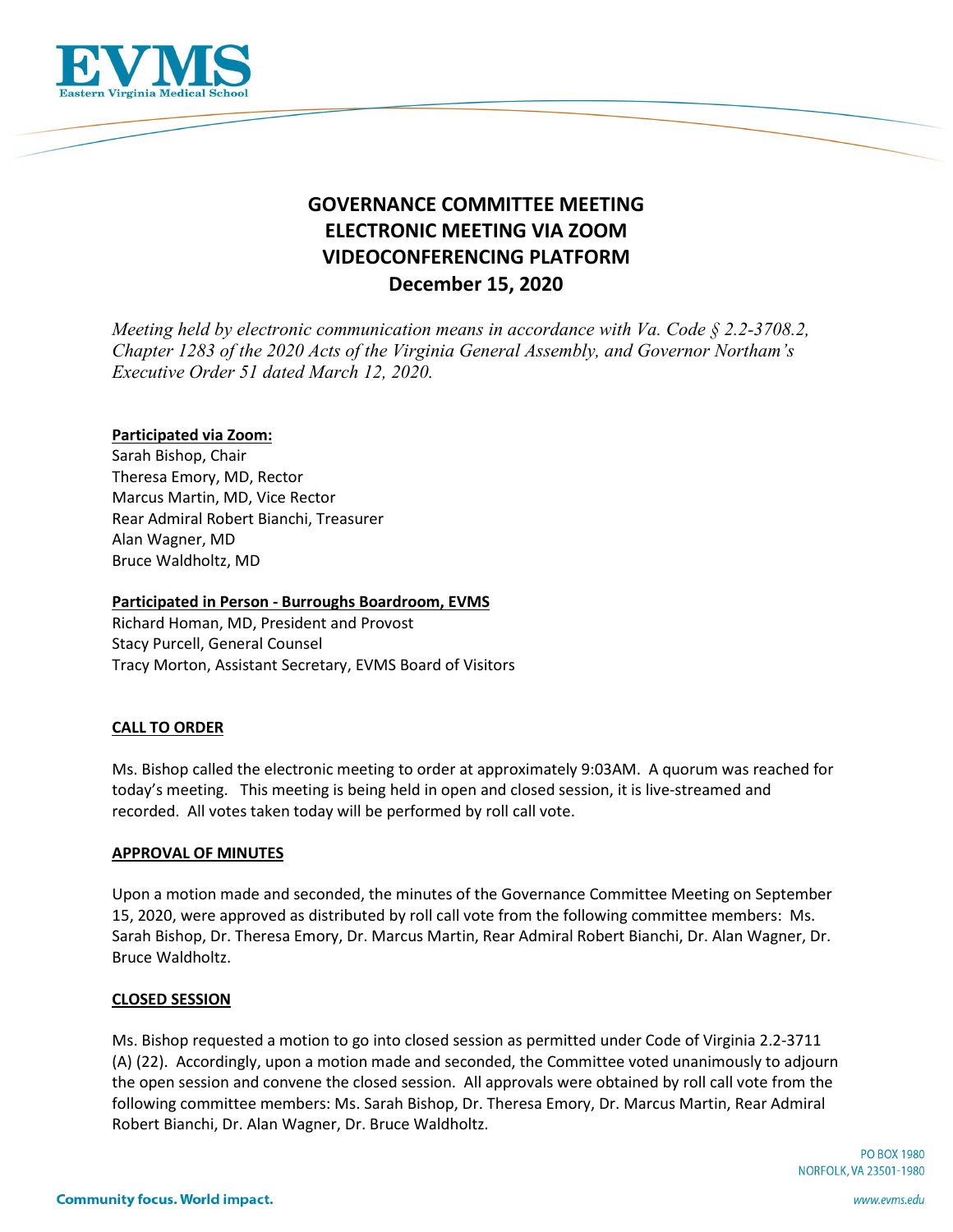# GOVERNANCE COMMITTEE MEETING
# ELECTRONIC MEETING VIA ZOOM VIDEOCONFERENCING PLATFORM
# December 15, 2020

*Meeting held by electronic communication means in accordance with Va. Code § 2.2-3708.2, Chapter 1283 of the 2020 Acts of the Virginia General Assembly, and Governor Northam's Executive Order 51 dated March 12, 2020.*

**Participated via Zoom:**

Sarah Bishop, Chair
Theresa Emory, MD, Rector
Marcus Martin, MD, Vice Rector
Rear Admiral Robert Bianchi, Treasurer
Alan Wagner, MD
Bruce Waldholtz, MD

**Participated in Person - Burroughs Boardroom, EVMS**

Richard Homan, MD, President and Provost
Stacy Purcell, General Counsel
Tracy Morton, Assistant Secretary, EVMS Board of Visitors

**CALL TO ORDER**

Ms. Bishop called the electronic meeting to order at approximately 9:03AM. A quorum was reached for today's meeting. This meeting is being held in open and closed session, it is live-streamed and recorded. All votes taken today will be performed by roll call vote.

**APPROVAL OF MINUTES**

Upon a motion made and seconded, the minutes of the Governance Committee Meeting on September 15, 2020, were approved as distributed by roll call vote from the following committee members: Ms. Sarah Bishop, Dr. Theresa Emory, Dr. Marcus Martin, Rear Admiral Robert Bianchi, Dr. Alan Wagner, Dr. Bruce Waldholtz.

**CLOSED SESSION**

Ms. Bishop requested a motion to go into closed session as permitted under Code of Virginia 2.2-3711 (A) (22). Accordingly, upon a motion made and seconded, the Committee voted unanimously to adjourn the open session and convene the closed session. All approvals were obtained by roll call vote from the following committee members: Ms. Sarah Bishop, Dr. Theresa Emory, Dr. Marcus Martin, Rear Admiral Robert Bianchi, Dr. Alan Wagner, Dr. Bruce Waldholtz.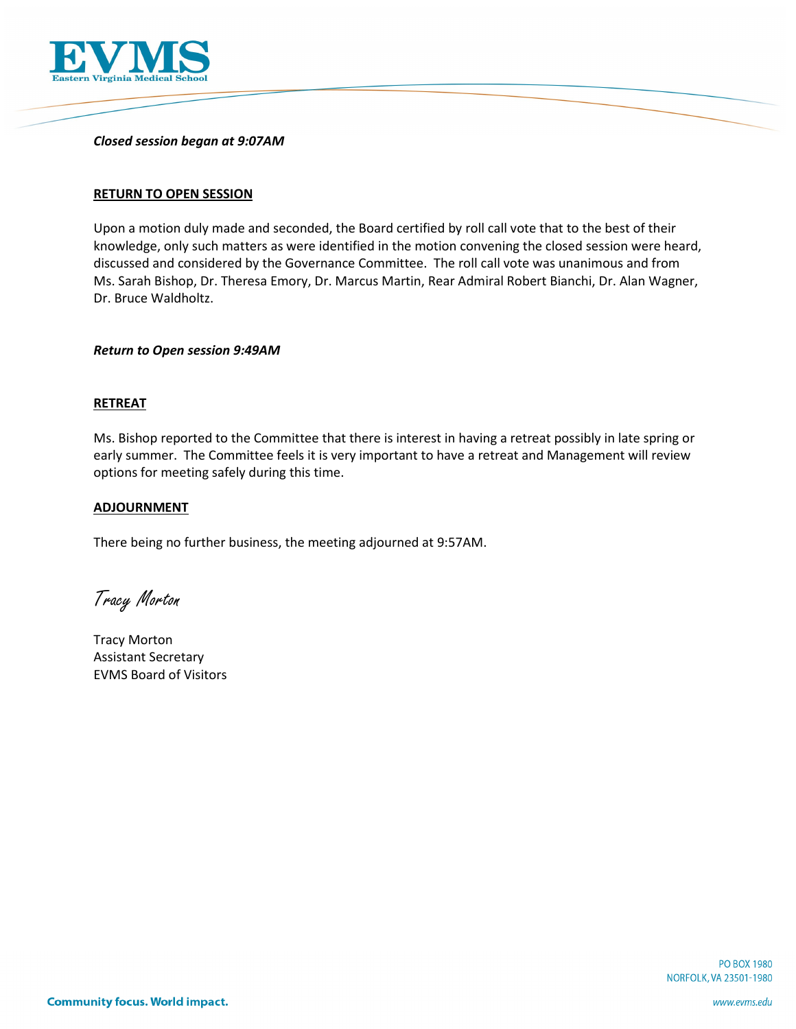***Closed session began at 9:07AM***

**RETURN TO OPEN SESSION**

Upon a motion duly made and seconded, the Board certified by roll call vote that to the best of their knowledge, only such matters as were identified in the motion convening the closed session were heard, discussed and considered by the Governance Committee. The roll call vote was unanimous and from Ms. Sarah Bishop, Dr. Theresa Emory, Dr. Marcus Martin, Rear Admiral Robert Bianchi, Dr. Alan Wagner, Dr. Bruce Waldholtz.

***Return to Open session 9:49AM***

**RETREAT**

Ms. Bishop reported to the Committee that there is interest in having a retreat possibly in late spring or early summer. The Committee feels it is very important to have a retreat and Management will review options for meeting safely during this time.

**ADJOURNMENT**

There being no further business, the meeting adjourned at 9:57AM.

*Tracy Morton*

Tracy Morton
Assistant Secretary
EVMS Board of Visitors